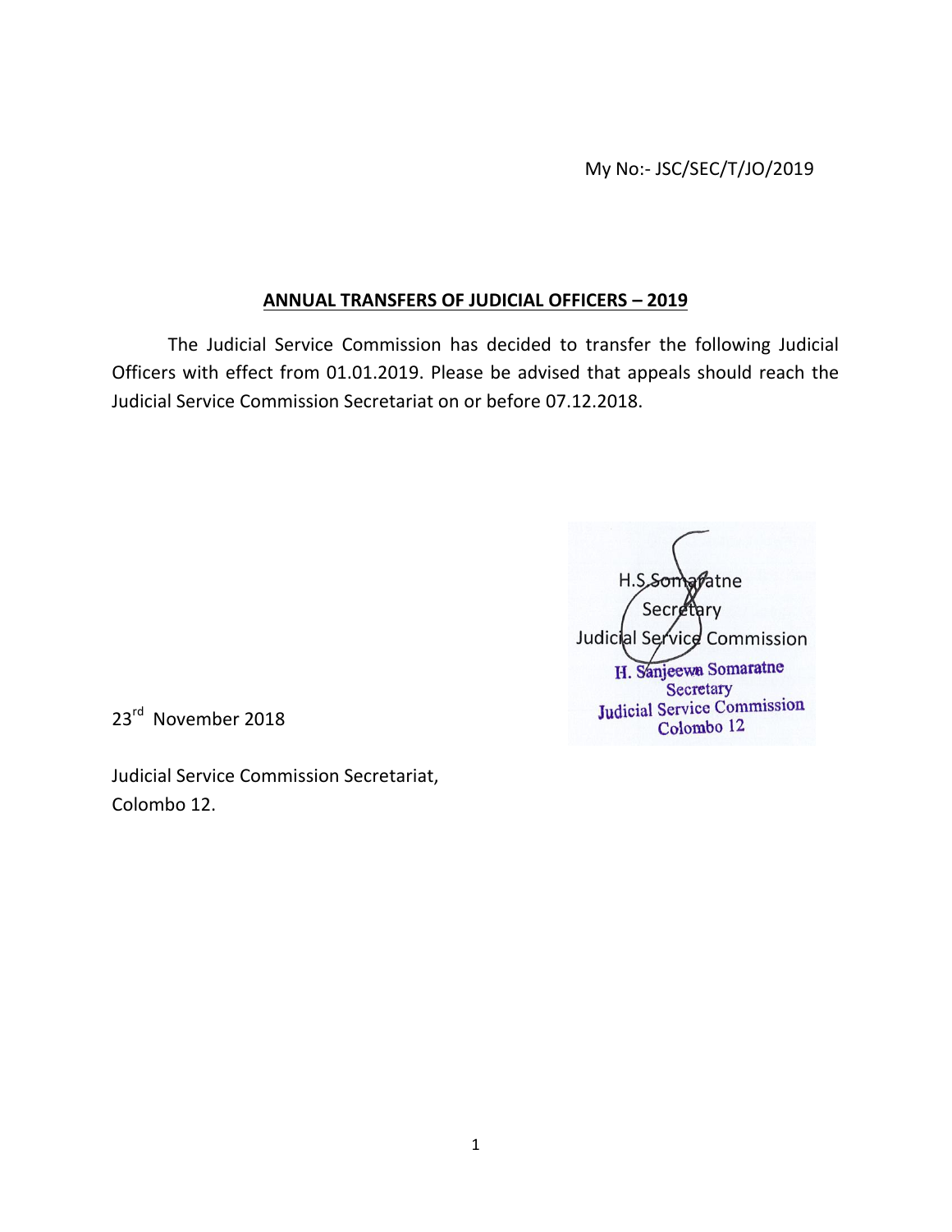My No:- JSC/SEC/T/JO/2019

## ANNUAL TRANSFERS OF JUDICIAL OFFICERS – 2019

The Judicial Service Commission has decided to transfer the following Judicial Officers with effect from 01.01.2019. Please be advised that appeals should reach the Judicial Service Commission Secretariat on or before 07.12.2018.

H.S.Somaratne
Secretary
Judicial Service Commission

H. Sanjeewa Somaratne
Secretary
Judicial Service Commission
Colombo 12

23rd November 2018

Judicial Service Commission Secretariat,
Colombo 12.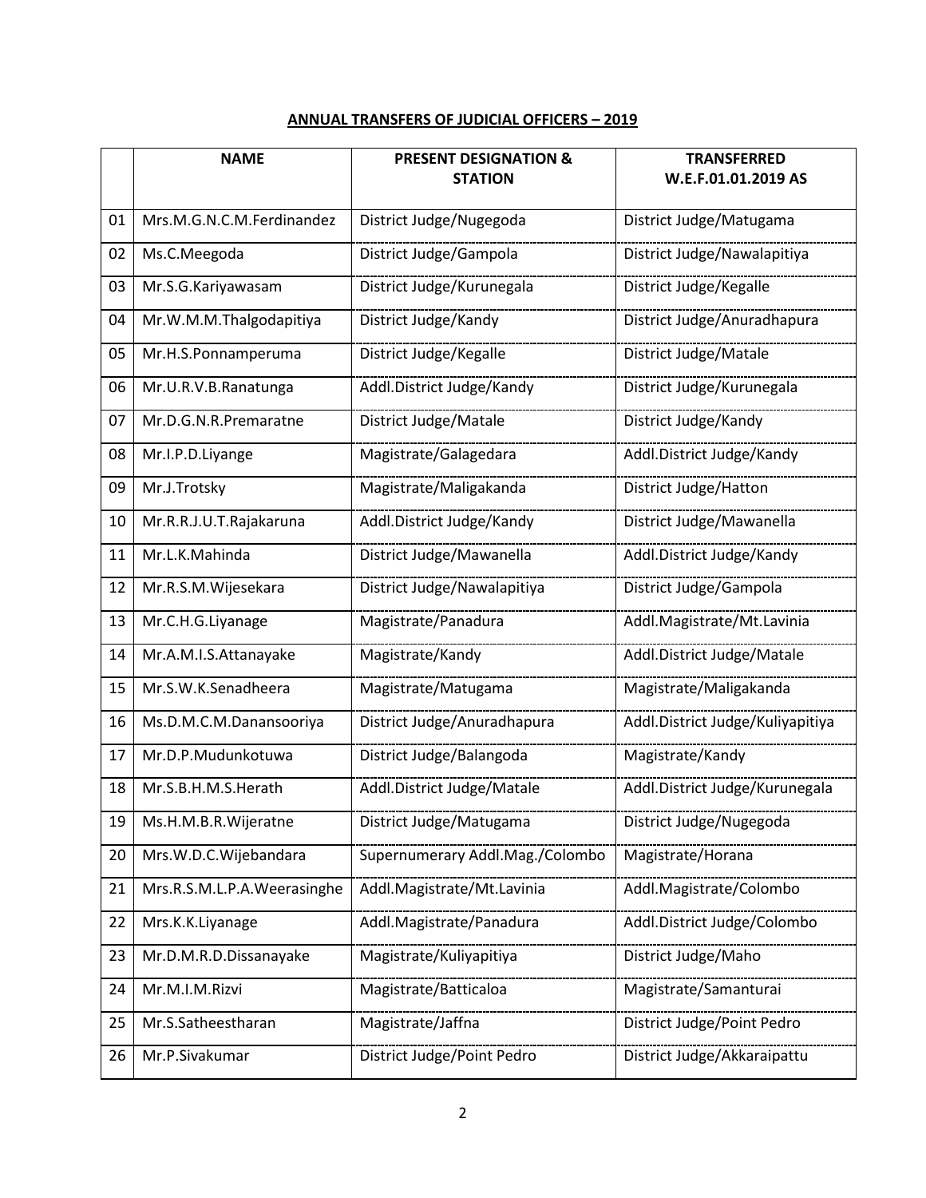**ANNUAL TRANSFERS OF JUDICIAL OFFICERS – 2019**

| | NAME | PRESENT DESIGNATION & STATION | TRANSFERRED W.E.F.01.01.2019 AS |
|---|---|---|---|
| 01 | Mrs.M.G.N.C.M.Ferdinandez | District Judge/Nugegoda | District Judge/Matugama |
| 02 | Ms.C.Meegoda | District Judge/Gampola | District Judge/Nawalapitiya |
| 03 | Mr.S.G.Kariyawasam | District Judge/Kurunegala | District Judge/Kegalle |
| 04 | Mr.W.M.M.Thalgodapitiya | District Judge/Kandy | District Judge/Anuradhapura |
| 05 | Mr.H.S.Ponnamperuma | District Judge/Kegalle | District Judge/Matale |
| 06 | Mr.U.R.V.B.Ranatunga | Addl.District Judge/Kandy | District Judge/Kurunegala |
| 07 | Mr.D.G.N.R.Premaratne | District Judge/Matale | District Judge/Kandy |
| 08 | Mr.I.P.D.Liyange | Magistrate/Galagedara | Addl.District Judge/Kandy |
| 09 | Mr.J.Trotsky | Magistrate/Maligakanda | District Judge/Hatton |
| 10 | Mr.R.R.J.U.T.Rajakaruna | Addl.District Judge/Kandy | District Judge/Mawanella |
| 11 | Mr.L.K.Mahinda | District Judge/Mawanella | Addl.District Judge/Kandy |
| 12 | Mr.R.S.M.Wijesekara | District Judge/Nawalapitiya | District Judge/Gampola |
| 13 | Mr.C.H.G.Liyanage | Magistrate/Panadura | Addl.Magistrate/Mt.Lavinia |
| 14 | Mr.A.M.I.S.Attanayake | Magistrate/Kandy | Addl.District Judge/Matale |
| 15 | Mr.S.W.K.Senadheera | Magistrate/Matugama | Magistrate/Maligakanda |
| 16 | Ms.D.M.C.M.Danansooriya | District Judge/Anuradhapura | Addl.District Judge/Kuliyapitiya |
| 17 | Mr.D.P.Mudunkotuwa | District Judge/Balangoda | Magistrate/Kandy |
| 18 | Mr.S.B.H.M.S.Herath | Addl.District Judge/Matale | Addl.District Judge/Kurunegala |
| 19 | Ms.H.M.B.R.Wijeratne | District Judge/Matugama | District Judge/Nugegoda |
| 20 | Mrs.W.D.C.Wijebandara | Supernumerary Addl.Mag./Colombo | Magistrate/Horana |
| 21 | Mrs.R.S.M.L.P.A.Weerasinghe | Addl.Magistrate/Mt.Lavinia | Addl.Magistrate/Colombo |
| 22 | Mrs.K.K.Liyanage | Addl.Magistrate/Panadura | Addl.District Judge/Colombo |
| 23 | Mr.D.M.R.D.Dissanayake | Magistrate/Kuliyapitiya | District Judge/Maho |
| 24 | Mr.M.I.M.Rizvi | Magistrate/Batticaloa | Magistrate/Samanturai |
| 25 | Mr.S.Satheestharan | Magistrate/Jaffna | District Judge/Point Pedro |
| 26 | Mr.P.Sivakumar | District Judge/Point Pedro | District Judge/Akkaraipattu |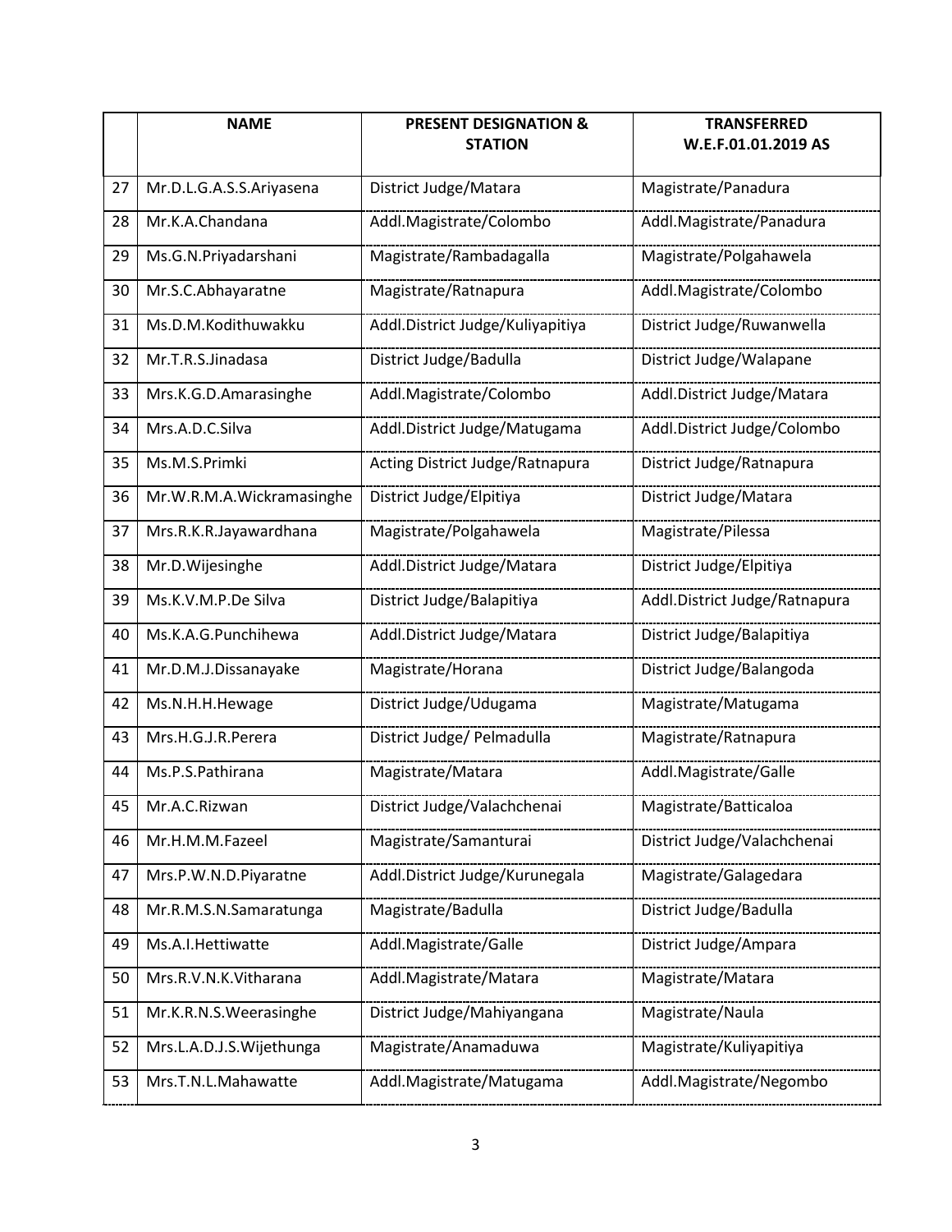|  | NAME | PRESENT DESIGNATION & STATION | TRANSFERRED W.E.F.01.01.2019 AS |
| --- | --- | --- | --- |
| 27 | Mr.D.L.G.A.S.S.Ariyasena | District Judge/Matara | Magistrate/Panadura |
| 28 | Mr.K.A.Chandana | Addl.Magistrate/Colombo | Addl.Magistrate/Panadura |
| 29 | Ms.G.N.Priyadarshani | Magistrate/Rambadagalla | Magistrate/Polgahawela |
| 30 | Mr.S.C.Abhayaratne | Magistrate/Ratnapura | Addl.Magistrate/Colombo |
| 31 | Ms.D.M.Kodithuwakku | Addl.District Judge/Kuliyapitiya | District Judge/Ruwanwella |
| 32 | Mr.T.R.S.Jinadasa | District Judge/Badulla | District Judge/Walapane |
| 33 | Mrs.K.G.D.Amarasinghe | Addl.Magistrate/Colombo | Addl.District Judge/Matara |
| 34 | Mrs.A.D.C.Silva | Addl.District Judge/Matugama | Addl.District Judge/Colombo |
| 35 | Ms.M.S.Primki | Acting District Judge/Ratnapura | District Judge/Ratnapura |
| 36 | Mr.W.R.M.A.Wickramasinghe | District Judge/Elpitiya | District Judge/Matara |
| 37 | Mrs.R.K.R.Jayawardhana | Magistrate/Polgahawela | Magistrate/Pilessa |
| 38 | Mr.D.Wijesinghe | Addl.District Judge/Matara | District Judge/Elpitiya |
| 39 | Ms.K.V.M.P.De Silva | District Judge/Balapitiya | Addl.District Judge/Ratnapura |
| 40 | Ms.K.A.G.Punchihewa | Addl.District Judge/Matara | District Judge/Balapitiya |
| 41 | Mr.D.M.J.Dissanayake | Magistrate/Horana | District Judge/Balangoda |
| 42 | Ms.N.H.H.Hewage | District Judge/Udugama | Magistrate/Matugama |
| 43 | Mrs.H.G.J.R.Perera | District Judge/ Pelmadulla | Magistrate/Ratnapura |
| 44 | Ms.P.S.Pathirana | Magistrate/Matara | Addl.Magistrate/Galle |
| 45 | Mr.A.C.Rizwan | District Judge/Valachchenai | Magistrate/Batticaloa |
| 46 | Mr.H.M.M.Fazeel | Magistrate/Samanturai | District Judge/Valachchenai |
| 47 | Mrs.P.W.N.D.Piyaratne | Addl.District Judge/Kurunegala | Magistrate/Galagedara |
| 48 | Mr.R.M.S.N.Samaratunga | Magistrate/Badulla | District Judge/Badulla |
| 49 | Ms.A.I.Hettiwatte | Addl.Magistrate/Galle | District Judge/Ampara |
| 50 | Mrs.R.V.N.K.Vitharana | Addl.Magistrate/Matara | Magistrate/Matara |
| 51 | Mr.K.R.N.S.Weerasinghe | District Judge/Mahiyangana | Magistrate/Naula |
| 52 | Mrs.L.A.D.J.S.Wijethunga | Magistrate/Anamaduwa | Magistrate/Kuliyapitiya |
| 53 | Mrs.T.N.L.Mahawatte | Addl.Magistrate/Matugama | Addl.Magistrate/Negombo |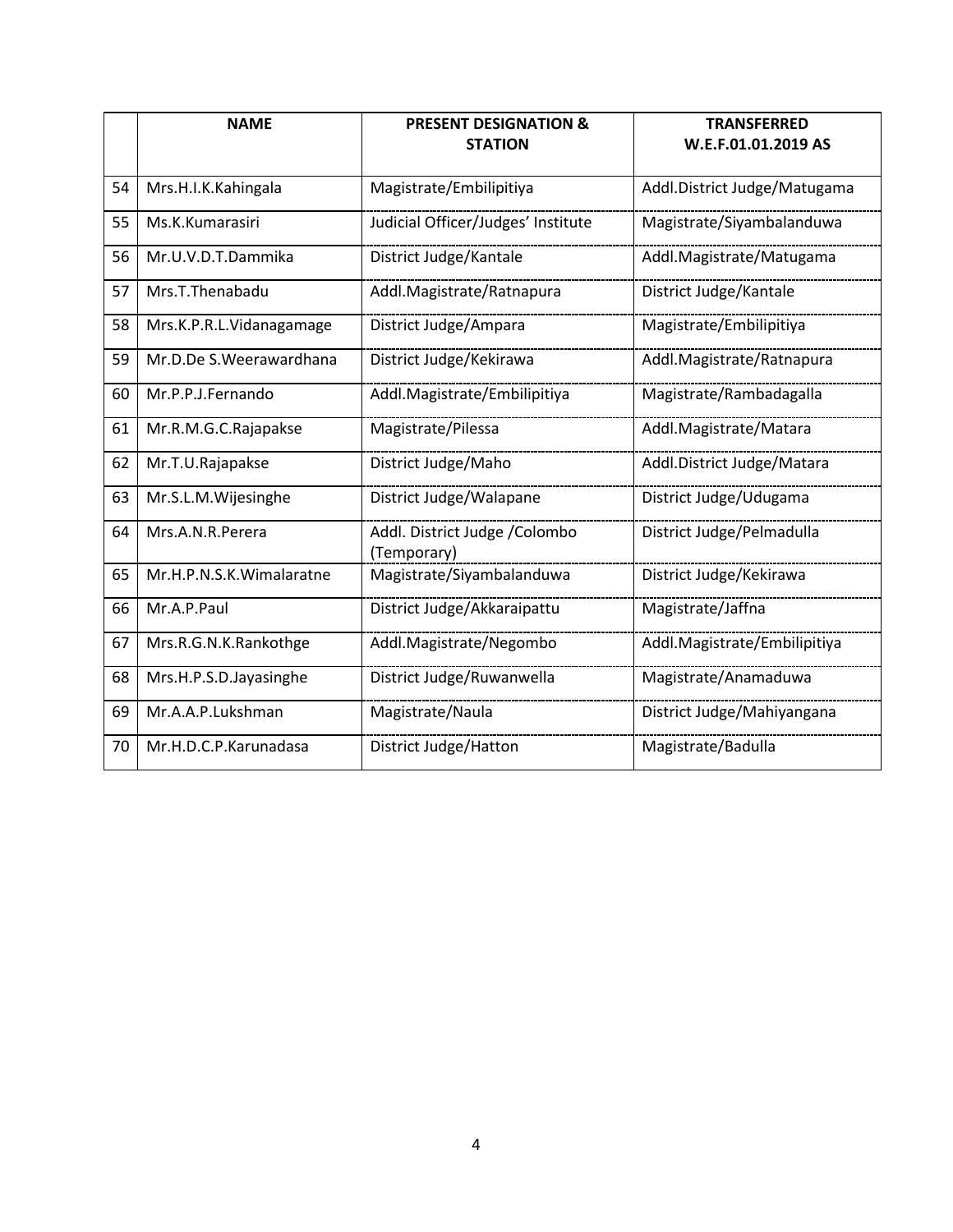| | NAME | PRESENT DESIGNATION & STATION | TRANSFERRED W.E.F.01.01.2019 AS |
|---|---|---|---|
| 54 | Mrs.H.I.K.Kahingala | Magistrate/Embilipitiya | Addl.District Judge/Matugama |
| 55 | Ms.K.Kumarasiri | Judicial Officer/Judges' Institute | Magistrate/Siyambalanduwa |
| 56 | Mr.U.V.D.T.Dammika | District Judge/Kantale | Addl.Magistrate/Matugama |
| 57 | Mrs.T.Thenabadu | Addl.Magistrate/Ratnapura | District Judge/Kantale |
| 58 | Mrs.K.P.R.L.Vidanagamage | District Judge/Ampara | Magistrate/Embilipitiya |
| 59 | Mr.D.De S.Weerawardhana | District Judge/Kekirawa | Addl.Magistrate/Ratnapura |
| 60 | Mr.P.P.J.Fernando | Addl.Magistrate/Embilipitiya | Magistrate/Rambadagalla |
| 61 | Mr.R.M.G.C.Rajapakse | Magistrate/Pilessa | Addl.Magistrate/Matara |
| 62 | Mr.T.U.Rajapakse | District Judge/Maho | Addl.District Judge/Matara |
| 63 | Mr.S.L.M.Wijesinghe | District Judge/Walapane | District Judge/Udugama |
| 64 | Mrs.A.N.R.Perera | Addl. District Judge /Colombo (Temporary) | District Judge/Pelmadulla |
| 65 | Mr.H.P.N.S.K.Wimalaratne | Magistrate/Siyambalanduwa | District Judge/Kekirawa |
| 66 | Mr.A.P.Paul | District Judge/Akkaraipattu | Magistrate/Jaffna |
| 67 | Mrs.R.G.N.K.Rankothge | Addl.Magistrate/Negombo | Addl.Magistrate/Embilipitiya |
| 68 | Mrs.H.P.S.D.Jayasinghe | District Judge/Ruwanwella | Magistrate/Anamaduwa |
| 69 | Mr.A.A.P.Lukshman | Magistrate/Naula | District Judge/Mahiyangana |
| 70 | Mr.H.D.C.P.Karunadasa | District Judge/Hatton | Magistrate/Badulla |